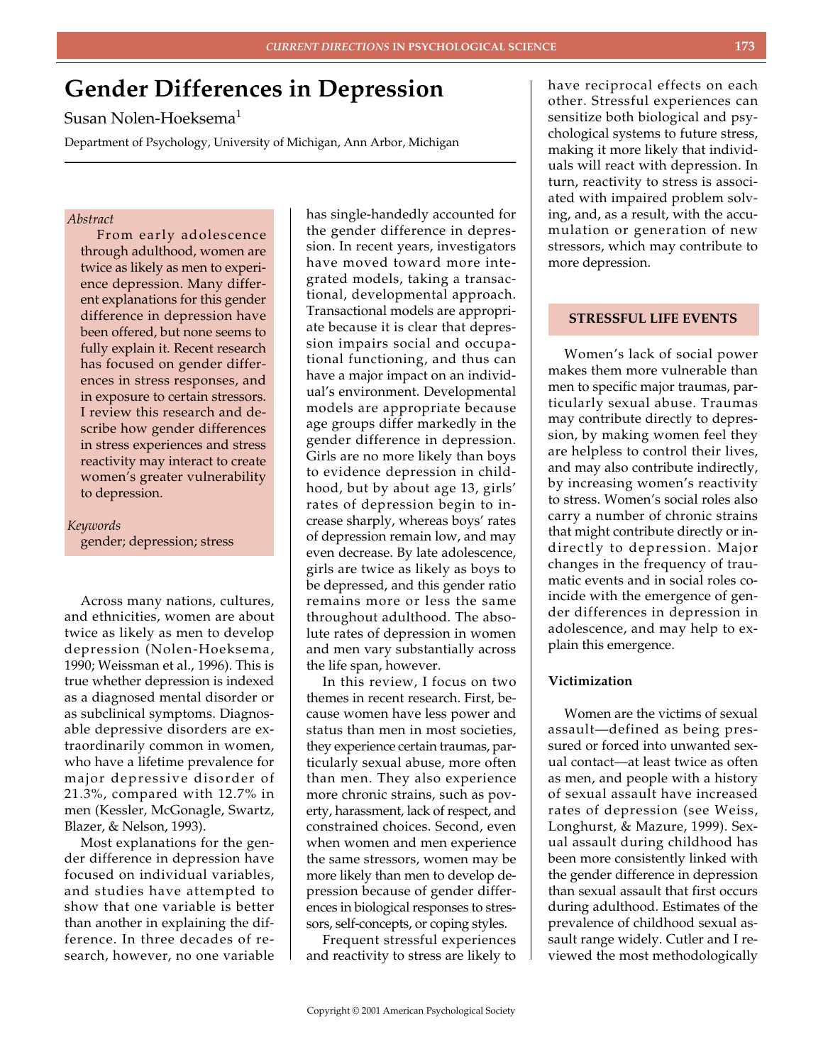# Gender Differences in Depression

Susan Nolen-Hoeksema[1]

Department of Psychology, University of Michigan, Ann Arbor, Michigan

*Abstract*

From early adolescence through adulthood, women are twice as likely as men to experience depression. Many different explanations for this gender difference in depression have been offered, but none seems to fully explain it. Recent research has focused on gender differences in stress responses, and in exposure to certain stressors. I review this research and describe how gender differences in stress experiences and stress reactivity may interact to create women's greater vulnerability to depression.

*Keywords*

gender; depression; stress

Across many nations, cultures, and ethnicities, women are about twice as likely as men to develop depression (Nolen-Hoeksema, 1990; Weissman et al., 1996). This is true whether depression is indexed as a diagnosed mental disorder or as subclinical symptoms. Diagnosable depressive disorders are extraordinarily common in women, who have a lifetime prevalence for major depressive disorder of 21.3%, compared with 12.7% in men (Kessler, McGonagle, Swartz, Blazer, & Nelson, 1993).

Most explanations for the gender difference in depression have focused on individual variables, and studies have attempted to show that one variable is better than another in explaining the difference. In three decades of research, however, no one variable has single-handedly accounted for the gender difference in depression. In recent years, investigators have moved toward more integrated models, taking a transactional, developmental approach. Transactional models are appropriate because it is clear that depression impairs social and occupational functioning, and thus can have a major impact on an individual's environment. Developmental models are appropriate because age groups differ markedly in the gender difference in depression. Girls are no more likely than boys to evidence depression in childhood, but by about age 13, girls' rates of depression begin to increase sharply, whereas boys' rates of depression remain low, and may even decrease. By late adolescence, girls are twice as likely as boys to be depressed, and this gender ratio remains more or less the same throughout adulthood. The absolute rates of depression in women and men vary substantially across the life span, however.

In this review, I focus on two themes in recent research. First, because women have less power and status than men in most societies, they experience certain traumas, particularly sexual abuse, more often than men. They also experience more chronic strains, such as poverty, harassment, lack of respect, and constrained choices. Second, even when women and men experience the same stressors, women may be more likely than men to develop depression because of gender differences in biological responses to stressors, self-concepts, or coping styles.

Frequent stressful experiences and reactivity to stress are likely to have reciprocal effects on each other. Stressful experiences can sensitize both biological and psychological systems to future stress, making it more likely that individuals will react with depression. In turn, reactivity to stress is associated with impaired problem solving, and, as a result, with the accumulation or generation of new stressors, which may contribute to more depression.

## STRESSFUL LIFE EVENTS

Women's lack of social power makes them more vulnerable than men to specific major traumas, particularly sexual abuse. Traumas may contribute directly to depression, by making women feel they are helpless to control their lives, and may also contribute indirectly, by increasing women's reactivity to stress. Women's social roles also carry a number of chronic strains that might contribute directly or indirectly to depression. Major changes in the frequency of traumatic events and in social roles coincide with the emergence of gender differences in depression in adolescence, and may help to explain this emergence.

### Victimization

Women are the victims of sexual assault—defined as being pressured or forced into unwanted sexual contact—at least twice as often as men, and people with a history of sexual assault have increased rates of depression (see Weiss, Longhurst, & Mazure, 1999). Sexual assault during childhood has been more consistently linked with the gender difference in depression than sexual assault that first occurs during adulthood. Estimates of the prevalence of childhood sexual assault range widely. Cutler and I reviewed the most methodologically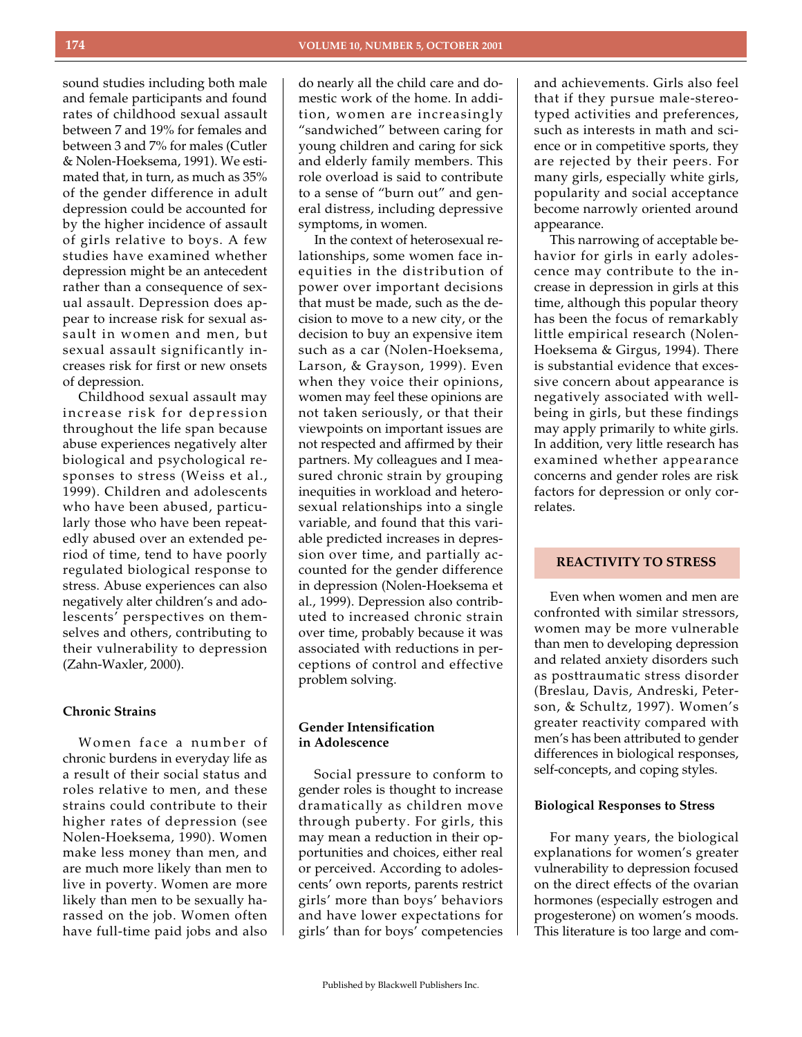sound studies including both male and female participants and found rates of childhood sexual assault between 7 and 19% for females and between 3 and 7% for males (Cutler & Nolen-Hoeksema, 1991). We estimated that, in turn, as much as 35% of the gender difference in adult depression could be accounted for by the higher incidence of assault of girls relative to boys. A few studies have examined whether depression might be an antecedent rather than a consequence of sexual assault. Depression does appear to increase risk for sexual assault in women and men, but sexual assault significantly increases risk for first or new onsets of depression.

Childhood sexual assault may increase risk for depression throughout the life span because abuse experiences negatively alter biological and psychological responses to stress (Weiss et al., 1999). Children and adolescents who have been abused, particularly those who have been repeatedly abused over an extended period of time, tend to have poorly regulated biological response to stress. Abuse experiences can also negatively alter children's and adolescents' perspectives on themselves and others, contributing to their vulnerability to depression (Zahn-Waxler, 2000).

### Chronic Strains

Women face a number of chronic burdens in everyday life as a result of their social status and roles relative to men, and these strains could contribute to their higher rates of depression (see Nolen-Hoeksema, 1990). Women make less money than men, and are much more likely than men to live in poverty. Women are more likely than men to be sexually harassed on the job. Women often have full-time paid jobs and also do nearly all the child care and domestic work of the home. In addition, women are increasingly "sandwiched" between caring for young children and caring for sick and elderly family members. This role overload is said to contribute to a sense of "burn out" and general distress, including depressive symptoms, in women.

In the context of heterosexual relationships, some women face inequities in the distribution of power over important decisions that must be made, such as the decision to move to a new city, or the decision to buy an expensive item such as a car (Nolen-Hoeksema, Larson, & Grayson, 1999). Even when they voice their opinions, women may feel these opinions are not taken seriously, or that their viewpoints on important issues are not respected and affirmed by their partners. My colleagues and I measured chronic strain by grouping inequities in workload and heterosexual relationships into a single variable, and found that this variable predicted increases in depression over time, and partially accounted for the gender difference in depression (Nolen-Hoeksema et al., 1999). Depression also contributed to increased chronic strain over time, probably because it was associated with reductions in perceptions of control and effective problem solving.

### Gender Intensification in Adolescence

Social pressure to conform to gender roles is thought to increase dramatically as children move through puberty. For girls, this may mean a reduction in their opportunities and choices, either real or perceived. According to adolescents' own reports, parents restrict girls' more than boys' behaviors and have lower expectations for girls' than for boys' competencies and achievements. Girls also feel that if they pursue male-stereotyped activities and preferences, such as interests in math and science or in competitive sports, they are rejected by their peers. For many girls, especially white girls, popularity and social acceptance become narrowly oriented around appearance.

This narrowing of acceptable behavior for girls in early adolescence may contribute to the increase in depression in girls at this time, although this popular theory has been the focus of remarkably little empirical research (Nolen-Hoeksema & Girgus, 1994). There is substantial evidence that excessive concern about appearance is negatively associated with well-being in girls, but these findings may apply primarily to white girls. In addition, very little research has examined whether appearance concerns and gender roles are risk factors for depression or only correlates.

## REACTIVITY TO STRESS

Even when women and men are confronted with similar stressors, women may be more vulnerable than men to developing depression and related anxiety disorders such as posttraumatic stress disorder (Breslau, Davis, Andreski, Peterson, & Schultz, 1997). Women's greater reactivity compared with men's has been attributed to gender differences in biological responses, self-concepts, and coping styles.

### Biological Responses to Stress

For many years, the biological explanations for women's greater vulnerability to depression focused on the direct effects of the ovarian hormones (especially estrogen and progesterone) on women's moods. This literature is too large and com-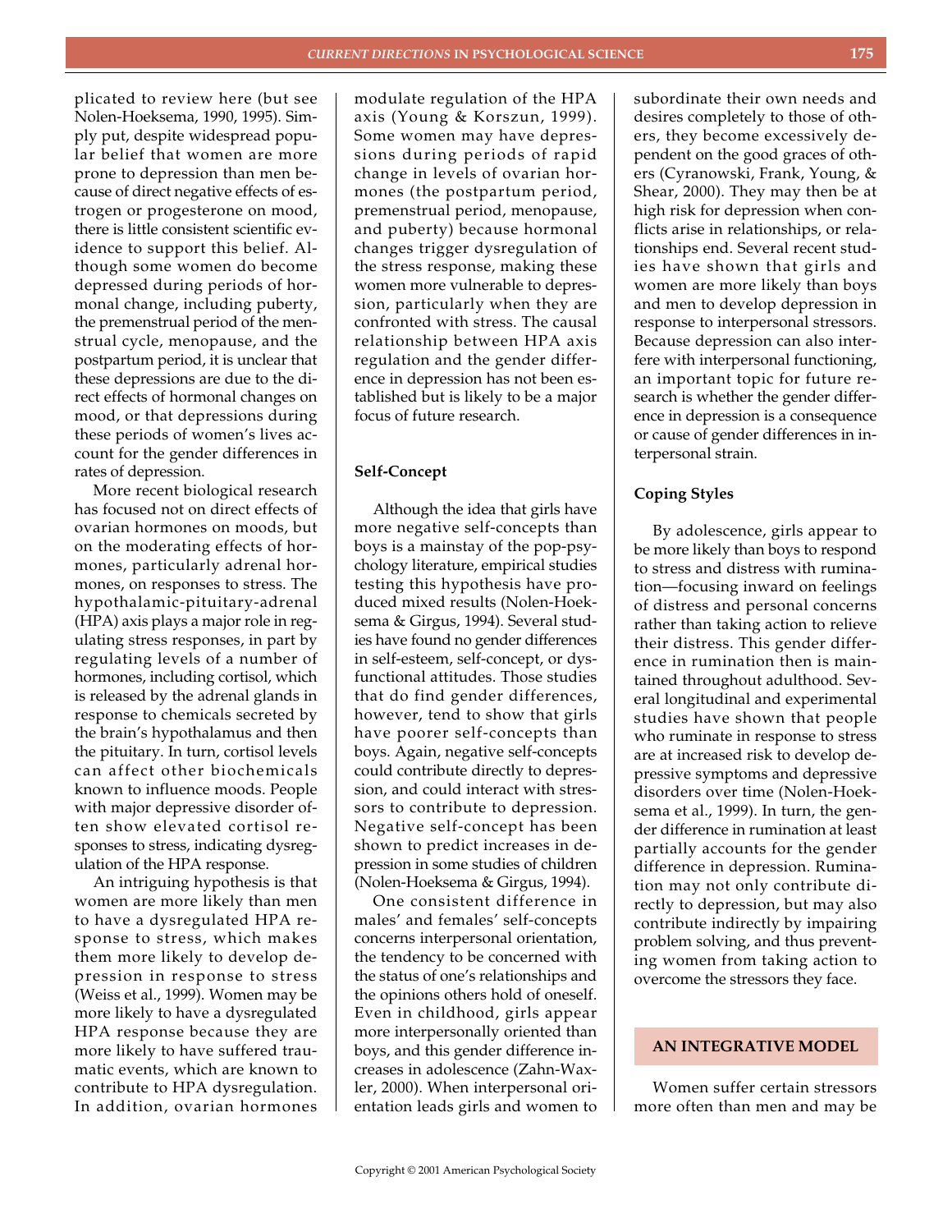plicated to review here (but see Nolen-Hoeksema, 1990, 1995). Simply put, despite widespread popular belief that women are more prone to depression than men because of direct negative effects of estrogen or progesterone on mood, there is little consistent scientific evidence to support this belief. Although some women do become depressed during periods of hormonal change, including puberty, the premenstrual period of the menstrual cycle, menopause, and the postpartum period, it is unclear that these depressions are due to the direct effects of hormonal changes on mood, or that depressions during these periods of women's lives account for the gender differences in rates of depression.

More recent biological research has focused not on direct effects of ovarian hormones on moods, but on the moderating effects of hormones, particularly adrenal hormones, on responses to stress. The hypothalamic-pituitary-adrenal (HPA) axis plays a major role in regulating stress responses, in part by regulating levels of a number of hormones, including cortisol, which is released by the adrenal glands in response to chemicals secreted by the brain's hypothalamus and then the pituitary. In turn, cortisol levels can affect other biochemicals known to influence moods. People with major depressive disorder often show elevated cortisol responses to stress, indicating dysregulation of the HPA response.

An intriguing hypothesis is that women are more likely than men to have a dysregulated HPA response to stress, which makes them more likely to develop depression in response to stress (Weiss et al., 1999). Women may be more likely to have a dysregulated HPA response because they are more likely to have suffered traumatic events, which are known to contribute to HPA dysregulation. In addition, ovarian hormones modulate regulation of the HPA axis (Young & Korszun, 1999). Some women may have depressions during periods of rapid change in levels of ovarian hormones (the postpartum period, premenstrual period, menopause, and puberty) because hormonal changes trigger dysregulation of the stress response, making these women more vulnerable to depression, particularly when they are confronted with stress. The causal relationship between HPA axis regulation and the gender difference in depression has not been established but is likely to be a major focus of future research.

### Self-Concept

Although the idea that girls have more negative self-concepts than boys is a mainstay of the pop-psychology literature, empirical studies testing this hypothesis have produced mixed results (Nolen-Hoeksema & Girgus, 1994). Several studies have found no gender differences in self-esteem, self-concept, or dysfunctional attitudes. Those studies that do find gender differences, however, tend to show that girls have poorer self-concepts than boys. Again, negative self-concepts could contribute directly to depression, and could interact with stressors to contribute to depression. Negative self-concept has been shown to predict increases in depression in some studies of children (Nolen-Hoeksema & Girgus, 1994).

One consistent difference in males' and females' self-concepts concerns interpersonal orientation, the tendency to be concerned with the status of one's relationships and the opinions others hold of oneself. Even in childhood, girls appear more interpersonally oriented than boys, and this gender difference increases in adolescence (Zahn-Waxler, 2000). When interpersonal orientation leads girls and women to subordinate their own needs and desires completely to those of others, they become excessively dependent on the good graces of others (Cyranowski, Frank, Young, & Shear, 2000). They may then be at high risk for depression when conflicts arise in relationships, or relationships end. Several recent studies have shown that girls and women are more likely than boys and men to develop depression in response to interpersonal stressors. Because depression can also interfere with interpersonal functioning, an important topic for future research is whether the gender difference in depression is a consequence or cause of gender differences in interpersonal strain.

### Coping Styles

By adolescence, girls appear to be more likely than boys to respond to stress and distress with rumination—focusing inward on feelings of distress and personal concerns rather than taking action to relieve their distress. This gender difference in rumination then is maintained throughout adulthood. Several longitudinal and experimental studies have shown that people who ruminate in response to stress are at increased risk to develop depressive symptoms and depressive disorders over time (Nolen-Hoeksema et al., 1999). In turn, the gender difference in rumination at least partially accounts for the gender difference in depression. Rumination may not only contribute directly to depression, but may also contribute indirectly by impairing problem solving, and thus preventing women from taking action to overcome the stressors they face.

## AN INTEGRATIVE MODEL

Women suffer certain stressors more often than men and may be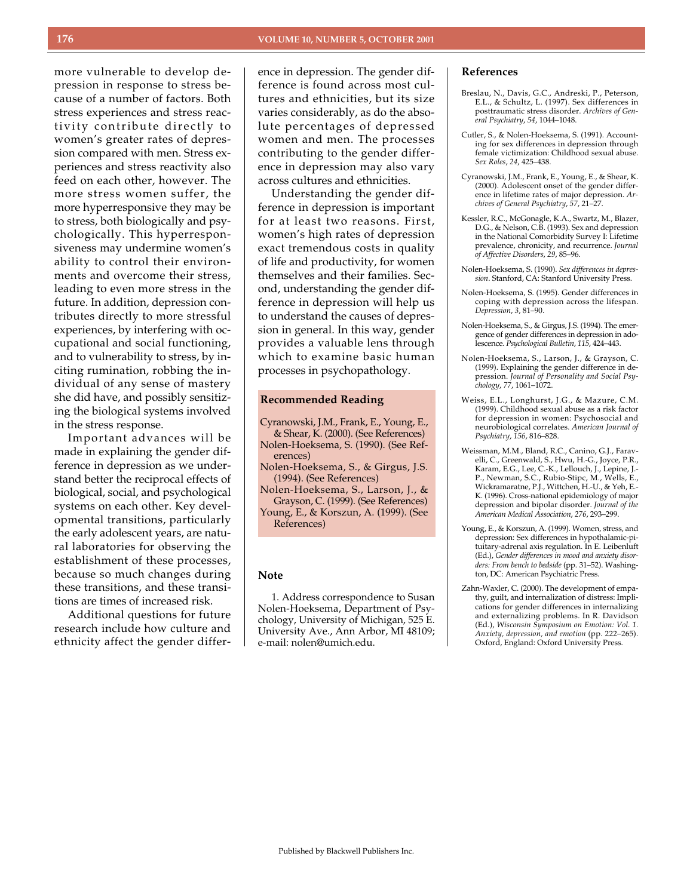more vulnerable to develop depression in response to stress because of a number of factors. Both stress experiences and stress reactivity contribute directly to women's greater rates of depression compared with men. Stress experiences and stress reactivity also feed on each other, however. The more stress women suffer, the more hyperresponsive they may be to stress, both biologically and psychologically. This hyperresponsiveness may undermine women's ability to control their environments and overcome their stress, leading to even more stress in the future. In addition, depression contributes directly to more stressful experiences, by interfering with occupational and social functioning, and to vulnerability to stress, by inciting rumination, robbing the individual of any sense of mastery she did have, and possibly sensitizing the biological systems involved in the stress response.

Important advances will be made in explaining the gender difference in depression as we understand better the reciprocal effects of biological, social, and psychological systems on each other. Key developmental transitions, particularly the early adolescent years, are natural laboratories for observing the establishment of these processes, because so much changes during these transitions, and these transitions are times of increased risk.

Additional questions for future research include how culture and ethnicity affect the gender difference in depression. The gender difference is found across most cultures and ethnicities, but its size varies considerably, as do the absolute percentages of depressed women and men. The processes contributing to the gender difference in depression may also vary across cultures and ethnicities.

Understanding the gender difference in depression is important for at least two reasons. First, women's high rates of depression exact tremendous costs in quality of life and productivity, for women themselves and their families. Second, understanding the gender difference in depression will help us to understand the causes of depression in general. In this way, gender provides a valuable lens through which to examine basic human processes in psychopathology.

## Recommended Reading

Cyranowski, J.M., Frank, E., Young, E., & Shear, K. (2000). (See References)
Nolen-Hoeksema, S. (1990). (See References)
Nolen-Hoeksema, S., & Girgus, J.S. (1994). (See References)
Nolen-Hoeksema, S., Larson, J., & Grayson, C. (1999). (See References)
Young, E., & Korszun, A. (1999). (See References)

## Note

1. Address correspondence to Susan Nolen-Hoeksema, Department of Psychology, University of Michigan, 525 E. University Ave., Ann Arbor, MI 48109; e-mail: nolen@umich.edu.

## References

Breslau, N., Davis, G.C., Andreski, P., Peterson, E.L., & Schultz, L. (1997). Sex differences in posttraumatic stress disorder. *Archives of General Psychiatry*, *54*, 1044–1048.

Cutler, S., & Nolen-Hoeksema, S. (1991). Accounting for sex differences in depression through female victimization: Childhood sexual abuse. *Sex Roles*, *24*, 425–438.

Cyranowski, J.M., Frank, E., Young, E., & Shear, K. (2000). Adolescent onset of the gender difference in lifetime rates of major depression. *Archives of General Psychiatry*, *57*, 21–27.

Kessler, R.C., McGonagle, K.A., Swartz, M., Blazer, D.G., & Nelson, C.B. (1993). Sex and depression in the National Comorbidity Survey I: Lifetime prevalence, chronicity, and recurrence. *Journal of Affective Disorders*, *29*, 85–96.

Nolen-Hoeksema, S. (1990). *Sex differences in depression*. Stanford, CA: Stanford University Press.

Nolen-Hoeksema, S. (1995). Gender differences in coping with depression across the lifespan. *Depression*, *3*, 81–90.

Nolen-Hoeksema, S., & Girgus, J.S. (1994). The emergence of gender differences in depression in adolescence. *Psychological Bulletin*, *115*, 424–443.

Nolen-Hoeksema, S., Larson, J., & Grayson, C. (1999). Explaining the gender difference in depression. *Journal of Personality and Social Psychology*, *77*, 1061–1072.

Weiss, E.L., Longhurst, J.G., & Mazure, C.M. (1999). Childhood sexual abuse as a risk factor for depression in women: Psychosocial and neurobiological correlates. *American Journal of Psychiatry*, *156*, 816–828.

Weissman, M.M., Bland, R.C., Canino, G.J., Faravelli, C., Greenwald, S., Hwu, H.-G., Joyce, P.R., Karam, E.G., Lee, C.-K., Lellouch, J., Lepine, J.-P., Newman, S.C., Rubio-Stipc, M., Wells, E., Wickramaratne, P.J., Wittchen, H.-U., & Yeh, E.-K. (1996). Cross-national epidemiology of major depression and bipolar disorder. *Journal of the American Medical Association*, *276*, 293–299.

Young, E., & Korszun, A. (1999). Women, stress, and depression: Sex differences in hypothalamic-pituitary-adrenal axis regulation. In E. Leibenluft (Ed.), *Gender differences in mood and anxiety disorders: From bench to bedside* (pp. 31–52). Washington, DC: American Psychiatric Press.

Zahn-Waxler, C. (2000). The development of empathy, guilt, and internalization of distress: Implications for gender differences in internalizing and externalizing problems. In R. Davidson (Ed.), *Wisconsin Symposium on Emotion: Vol. 1. Anxiety, depression, and emotion* (pp. 222–265). Oxford, England: Oxford University Press.

Published by Blackwell Publishers Inc.